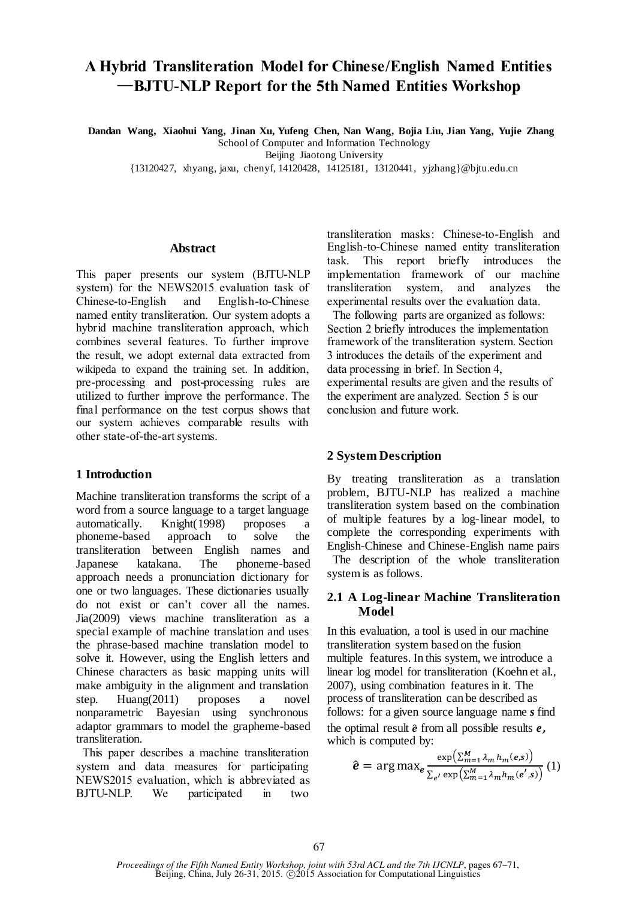# A Hybrid Transliteration Model for Chinese/English Named Entities —BJTU-NLP Report for the 5th Named Entities Workshop

**Dandan Wang, Xiaohui Yang, Jinan Xu, Yufeng Chen, Nan Wang, Bojia Liu, Jian Yang, Yujie Zhang**

School of Computer and Information Technology

Beijing Jiaotong University

{13120427, xhyang, jaxu, chenyf, 14120428, 14125181, 13120441, yjzhang}@bjtu.edu.cn

## Abstract

This paper presents our system (BJTU-NLP system) for the NEWS2015 evaluation task of Chinese-to-English and English-to-Chinese named entity transliteration. Our system adopts a hybrid machine transliteration approach, which combines several features. To further improve the result, we adopt external data extracted from wikipeda to expand the training set. In addition, pre-processing and post-processing rules are utilized to further improve the performance. The final performance on the test corpus shows that our system achieves comparable results with other state-of-the-art systems.

## 1 Introduction

Machine transliteration transforms the script of a word from a source language to a target language automatically. Knight(1998) proposes a phoneme-based approach to solve the transliteration between English names and Japanese katakana. The phoneme-based approach needs a pronunciation dictionary for one or two languages. These dictionaries usually do not exist or can't cover all the names. Jia(2009) views machine transliteration as a special example of machine translation and uses the phrase-based machine translation model to solve it. However, using the English letters and Chinese characters as basic mapping units will make ambiguity in the alignment and translation step. Huang(2011) proposes a novel nonparametric Bayesian using synchronous adaptor grammars to model the grapheme-based transliteration.

This paper describes a machine transliteration system and data measures for participating NEWS2015 evaluation, which is abbreviated as BJTU-NLP. We participated in two transliteration masks: Chinese-to-English and English-to-Chinese named entity transliteration task. This report briefly introduces the implementation framework of our machine transliteration system, and analyzes the experimental results over the evaluation data.

The following parts are organized as follows: Section 2 briefly introduces the implementation framework of the transliteration system. Section 3 introduces the details of the experiment and data processing in brief. In Section 4, experimental results are given and the results of the experiment are analyzed. Section 5 is our conclusion and future work.

## 2 System Description

By treating transliteration as a translation problem, BJTU-NLP has realized a machine transliteration system based on the combination of multiple features by a log-linear model, to complete the corresponding experiments with English-Chinese and Chinese-English name pairs

The description of the whole transliteration system is as follows.

### 2.1 A Log-linear Machine Transliteration Model

In this evaluation, a tool is used in our machine transliteration system based on the fusion multiple features. In this system, we introduce a linear log model for transliteration (Koehn et al., 2007), using combination features in it. The process of transliteration can be described as follows: for a given source language name $\boldsymbol{s}$ find the optimal result $\hat{\boldsymbol{e}}$ from all possible results $\boldsymbol{e}$, which is computed by:

$$\hat{\boldsymbol{e}} = \arg\max_{\boldsymbol{e}} \frac{\exp\left(\sum_{m=1}^{M} \lambda_m h_m(\boldsymbol{e},\boldsymbol{s})\right)}{\sum_{e'} \exp\left(\sum_{m=1}^{M} \lambda_m h_m(\boldsymbol{e}',\boldsymbol{s})\right)} \quad (1)$$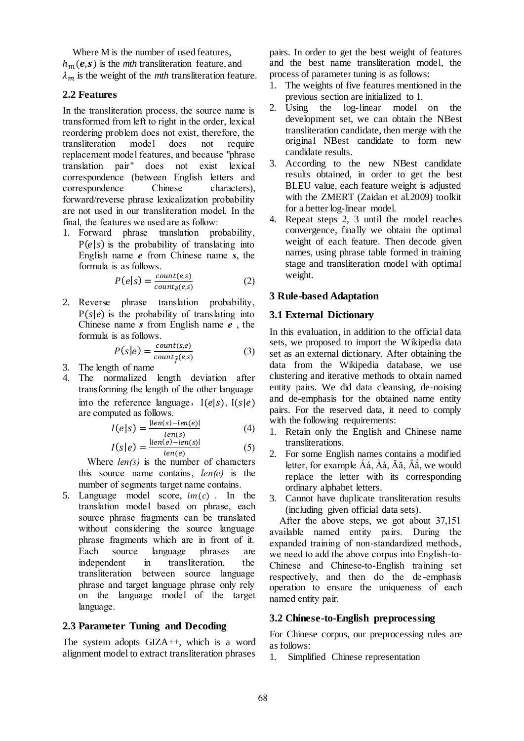Where M is the number of used features, $h_m(\boldsymbol{e},\boldsymbol{s})$ is the *mth* transliteration feature, and $\lambda_m$ is the weight of the *mth* transliteration feature.

## 2.2 Features

In the transliteration process, the source name is transformed from left to right in the order, lexical reordering problem does not exist, therefore, the transliteration model does not require replacement model features, and because "phrase translation pair" does not exist lexical correspondence (between English letters and correspondence Chinese characters), forward/reverse phrase lexicalization probability are not used in our transliteration model. In the final, the features we used are as follow:

1. Forward phrase translation probability, $P(e|s)$ is the probability of translating into English name $\boldsymbol{e}$ from Chinese name $\boldsymbol{s}$, the formula is as follows.
$$P(e|s) = \frac{count(e,s)}{count_{\bar{e}}(e,s)} \quad (2)$$
2. Reverse phrase translation probability, $P(s|e)$ is the probability of translating into Chinese name $\boldsymbol{s}$ from English name $\boldsymbol{e}$ , the formula is as follows.
$$P(s|e) = \frac{count(s,e)}{count_{\bar{f}}(e,s)} \quad (3)$$
3. The length of name
4. The normalized length deviation after transforming the length of the other language into the reference language, $I(e|s)$, $I(s|e)$ are computed as follows.
$$I(e|s) = \frac{|len(s)-len(e)|}{len(s)} \quad (4)$$
$$I(s|e) = \frac{|len(e)-len(s)|}{len(e)} \quad (5)$$
Where *len(s)* is the number of characters this source name contains, *len(e)* is the number of segments target name contains.
5. Language model score, $lm(c)$ . In the translation model based on phrase, each source phrase fragments can be translated without considering the source language phrase fragments which are in front of it. Each source language phrases are independent in transliteration, the transliteration between source language phrase and target language phrase only rely on the language model of the target language.

## 2.3 Parameter Tuning and Decoding

The system adopts GIZA++, which is a word alignment model to extract transliteration phrases pairs. In order to get the best weight of features and the best name transliteration model, the process of parameter tuning is as follows:

1. The weights of five features mentioned in the previous section are initialized to 1.
2. Using the log-linear model on the development set, we can obtain the NBest transliteration candidate, then merge with the original NBest candidate to form new candidate results.
3. According to the new NBest candidate results obtained, in order to get the best BLEU value, each feature weight is adjusted with the ZMERT (Zaidan et al.2009) toolkit for a better log-linear model.
4. Repeat steps 2, 3 until the model reaches convergence, finally we obtain the optimal weight of each feature. Then decode given names, using phrase table formed in training stage and transliteration model with optimal weight.

# 3 Rule-based Adaptation

## 3.1 External Dictionary

In this evaluation, in addition to the official data sets, we proposed to import the Wikipedia data set as an external dictionary. After obtaining the data from the Wikipedia database, we use clustering and iterative methods to obtain named entity pairs. We did data cleansing, de-noising and de-emphasis for the obtained name entity pairs. For the reserved data, it need to comply with the following requirements:

1. Retain only the English and Chinese name transliterations.
2. For some English names contains a modified letter, for example Áá, Àà, Ăă, Ắắ, we would replace the letter with its corresponding ordinary alphabet letters.
3. Cannot have duplicate transliteration results (including given official data sets).

After the above steps, we got about 37,151 available named entity pairs. During the expanded training of non-standardized methods, we need to add the above corpus into English-to-Chinese and Chinese-to-English training set respectively, and then do the de-emphasis operation to ensure the uniqueness of each named entity pair.

## 3.2 Chinese-to-English preprocessing

For Chinese corpus, our preprocessing rules are as follows:

1. Simplified Chinese representation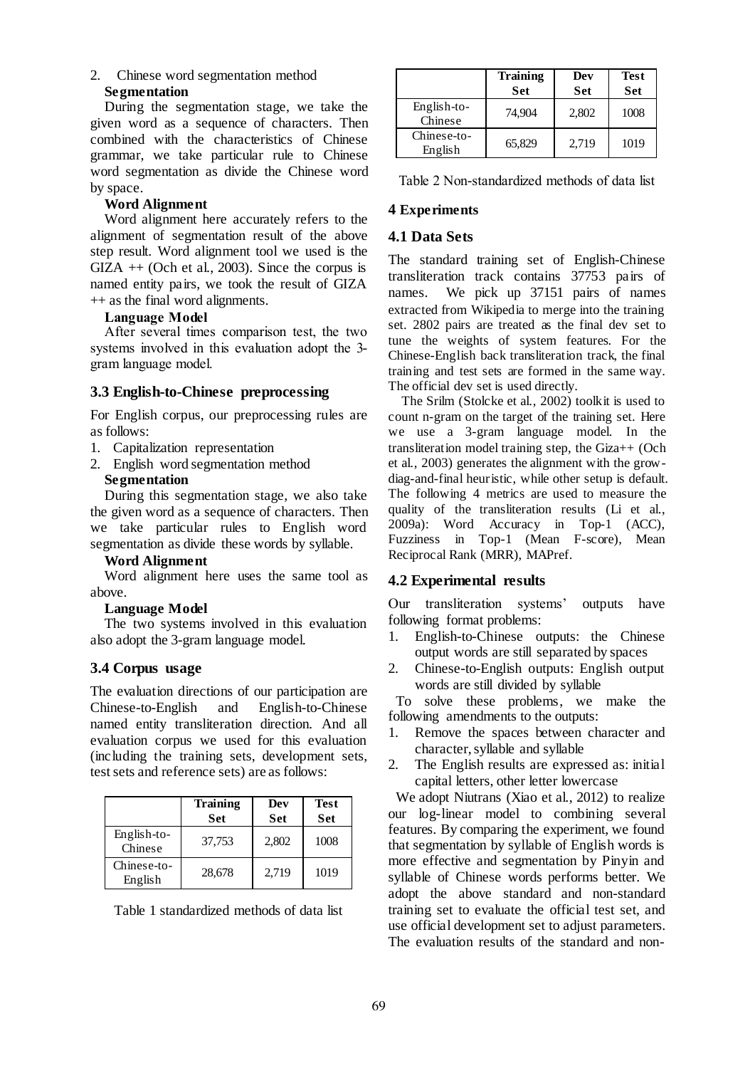2. Chinese word segmentation method

**Segmentation**

During the segmentation stage, we take the given word as a sequence of characters. Then combined with the characteristics of Chinese grammar, we take particular rule to Chinese word segmentation as divide the Chinese word by space.

**Word Alignment**

Word alignment here accurately refers to the alignment of segmentation result of the above step result. Word alignment tool we used is the GIZA ++ (Och et al., 2003). Since the corpus is named entity pairs, we took the result of GIZA ++ as the final word alignments.

**Language Model**

After several times comparison test, the two systems involved in this evaluation adopt the 3-gram language model.

### 3.3 English-to-Chinese preprocessing

For English corpus, our preprocessing rules are as follows:

1. Capitalization representation
2. English word segmentation method

**Segmentation**

During this segmentation stage, we also take the given word as a sequence of characters. Then we take particular rules to English word segmentation as divide these words by syllable.

**Word Alignment**

Word alignment here uses the same tool as above.

**Language Model**

The two systems involved in this evaluation also adopt the 3-gram language model.

### 3.4 Corpus usage

The evaluation directions of our participation are Chinese-to-English and English-to-Chinese named entity transliteration direction. And all evaluation corpus we used for this evaluation (including the training sets, development sets, test sets and reference sets) are as follows:

| | Training Set | Dev Set | Test Set |
|---|---|---|---|
| English-to-Chinese | 37,753 | 2,802 | 1008 |
| Chinese-to-English | 28,678 | 2,719 | 1019 |

Table 1 standardized methods of data list

| | Training Set | Dev Set | Test Set |
|---|---|---|---|
| English-to-Chinese | 74,904 | 2,802 | 1008 |
| Chinese-to-English | 65,829 | 2,719 | 1019 |

Table 2 Non-standardized methods of data list

## 4 Experiments

### 4.1 Data Sets

The standard training set of English-Chinese transliteration track contains 37753 pairs of names. We pick up 37151 pairs of names extracted from Wikipedia to merge into the training set. 2802 pairs are treated as the final dev set to tune the weights of system features. For the Chinese-English back transliteration track, the final training and test sets are formed in the same way. The official dev set is used directly.

The Srilm (Stolcke et al., 2002) toolkit is used to count n-gram on the target of the training set. Here we use a 3-gram language model. In the transliteration model training step, the Giza++ (Och et al., 2003) generates the alignment with the grow-diag-and-final heuristic, while other setup is default. The following 4 metrics are used to measure the quality of the transliteration results (Li et al., 2009a): Word Accuracy in Top-1 (ACC), Fuzziness in Top-1 (Mean F-score), Mean Reciprocal Rank (MRR), MAPref.

### 4.2 Experimental results

Our transliteration systems' outputs have following format problems:

1. English-to-Chinese outputs: the Chinese output words are still separated by spaces
2. Chinese-to-English outputs: English output words are still divided by syllable

To solve these problems, we make the following amendments to the outputs:

1. Remove the spaces between character and character, syllable and syllable
2. The English results are expressed as: initial capital letters, other letter lowercase

We adopt Niutrans (Xiao et al., 2012) to realize our log-linear model to combining several features. By comparing the experiment, we found that segmentation by syllable of English words is more effective and segmentation by Pinyin and syllable of Chinese words performs better. We adopt the above standard and non-standard training set to evaluate the official test set, and use official development set to adjust parameters. The evaluation results of the standard and non-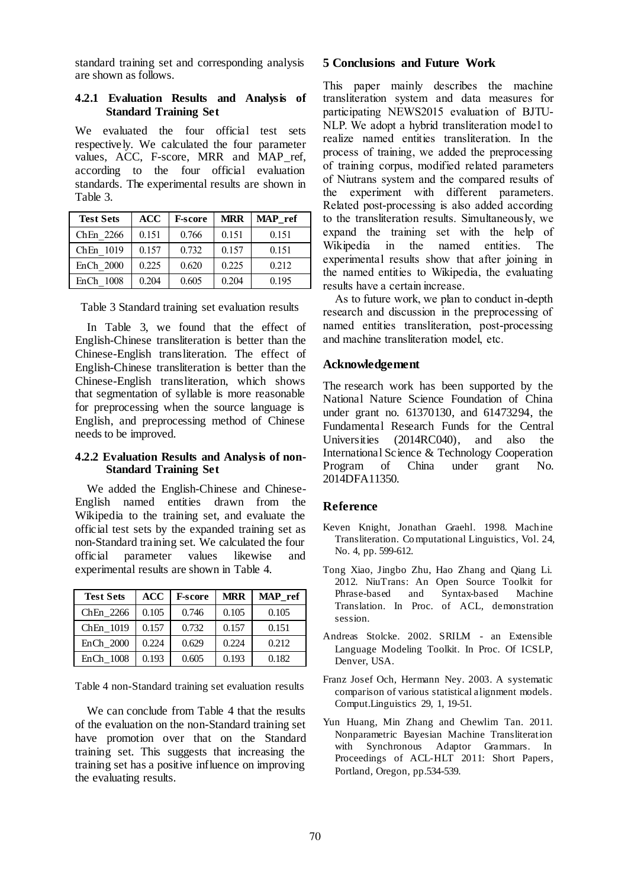standard training set and corresponding analysis are shown as follows.

#### 4.2.1 Evaluation Results and Analysis of Standard Training Set

We evaluated the four official test sets respectively. We calculated the four parameter values, ACC, F-score, MRR and MAP_ref, according to the four official evaluation standards. The experimental results are shown in Table 3.

| Test Sets | ACC | F-score | MRR | MAP_ref |
|---|---|---|---|---|
| ChEn_2266 | 0.151 | 0.766 | 0.151 | 0.151 |
| ChEn_1019 | 0.157 | 0.732 | 0.157 | 0.151 |
| EnCh_2000 | 0.225 | 0.620 | 0.225 | 0.212 |
| EnCh_1008 | 0.204 | 0.605 | 0.204 | 0.195 |

Table 3 Standard training set evaluation results

In Table 3, we found that the effect of English-Chinese transliteration is better than the Chinese-English transliteration. The effect of English-Chinese transliteration is better than the Chinese-English transliteration, which shows that segmentation of syllable is more reasonable for preprocessing when the source language is English, and preprocessing method of Chinese needs to be improved.

#### 4.2.2 Evaluation Results and Analysis of non-Standard Training Set

We added the English-Chinese and Chinese-English named entities drawn from the Wikipedia to the training set, and evaluate the official test sets by the expanded training set as non-Standard training set. We calculated the four official parameter values likewise and experimental results are shown in Table 4.

| Test Sets | ACC | F-score | MRR | MAP_ref |
|---|---|---|---|---|
| ChEn_2266 | 0.105 | 0.746 | 0.105 | 0.105 |
| ChEn_1019 | 0.157 | 0.732 | 0.157 | 0.151 |
| EnCh_2000 | 0.224 | 0.629 | 0.224 | 0.212 |
| EnCh_1008 | 0.193 | 0.605 | 0.193 | 0.182 |

Table 4 non-Standard training set evaluation results

We can conclude from Table 4 that the results of the evaluation on the non-Standard training set have promotion over that on the Standard training set. This suggests that increasing the training set has a positive influence on improving the evaluating results.

## 5 Conclusions and Future Work

This paper mainly describes the machine transliteration system and data measures for participating NEWS2015 evaluation of BJTU-NLP. We adopt a hybrid transliteration model to realize named entities transliteration. In the process of training, we added the preprocessing of training corpus, modified related parameters of Niutrans system and the compared results of the experiment with different parameters. Related post-processing is also added according to the transliteration results. Simultaneously, we expand the training set with the help of Wikipedia in the named entities. The experimental results show that after joining in the named entities to Wikipedia, the evaluating results have a certain increase.

As to future work, we plan to conduct in-depth research and discussion in the preprocessing of named entities transliteration, post-processing and machine transliteration model, etc.

## Acknowledgement

The research work has been supported by the National Nature Science Foundation of China under grant no. 61370130, and 61473294, the Fundamental Research Funds for the Central Universities (2014RC040), and also the International Science & Technology Cooperation Program of China under grant No. 2014DFA11350.

## Reference

Keven Knight, Jonathan Graehl. 1998. Machine Transliteration. Computational Linguistics, Vol. 24, No. 4, pp. 599-612.

Tong Xiao, Jingbo Zhu, Hao Zhang and Qiang Li. 2012. NiuTrans: An Open Source Toolkit for Phrase-based and Syntax-based Machine Translation. In Proc. of ACL, demonstration session.

Andreas Stolcke. 2002. SRILM - an Extensible Language Modeling Toolkit. In Proc. Of ICSLP, Denver, USA.

Franz Josef Och, Hermann Ney. 2003. A systematic comparison of various statistical alignment models. Comput.Linguistics 29, 1, 19-51.

Yun Huang, Min Zhang and Chewlim Tan. 2011. Nonparametric Bayesian Machine Transliteration with Synchronous Adaptor Grammars. In Proceedings of ACL-HLT 2011: Short Papers, Portland, Oregon, pp.534-539.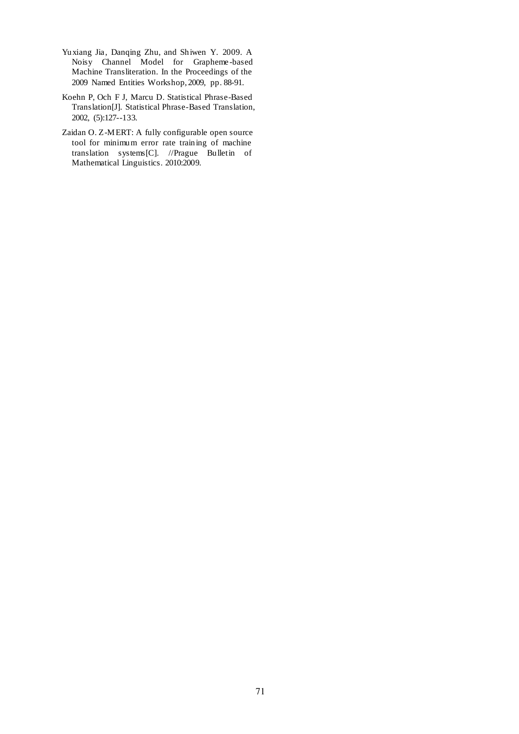Yuxiang Jia, Danqing Zhu, and Shiwen Y. 2009. A Noisy Channel Model for Grapheme-based Machine Transliteration. In the Proceedings of the 2009 Named Entities Workshop, 2009, pp. 88-91.

Koehn P, Och F J, Marcu D. Statistical Phrase-Based Translation[J]. Statistical Phrase-Based Translation, 2002, (5):127--133.

Zaidan O. Z-MERT: A fully configurable open source tool for minimum error rate training of machine translation systems[C]. //Prague Bulletin of Mathematical Linguistics. 2010:2009.